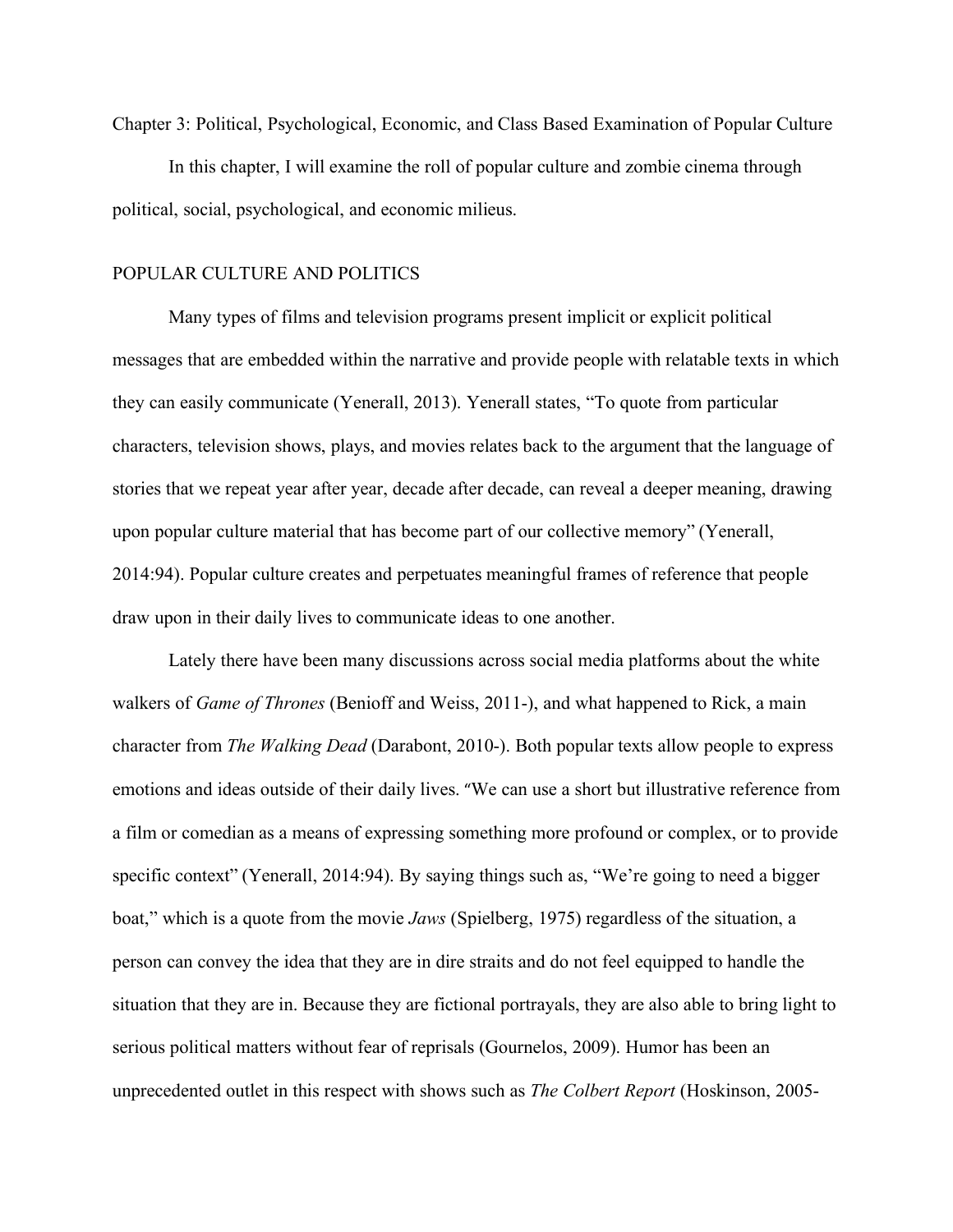# Chapter 3: Political, Psychological, Economic, and Class Based Examination of Popular Culture

In this chapter, I will examine the roll of popular culture and zombie cinema through political, social, psychological, and economic milieus.

## POPULAR CULTURE AND POLITICS

Many types of films and television programs present implicit or explicit political messages that are embedded within the narrative and provide people with relatable texts in which they can easily communicate (Yenerall, 2013). Yenerall states, "To quote from particular characters, television shows, plays, and movies relates back to the argument that the language of stories that we repeat year after year, decade after decade, can reveal a deeper meaning, drawing upon popular culture material that has become part of our collective memory" (Yenerall, 2014:94). Popular culture creates and perpetuates meaningful frames of reference that people draw upon in their daily lives to communicate ideas to one another.

Lately there have been many discussions across social media platforms about the white walkers of *Game of Thrones* (Benioff and Weiss, 2011-), and what happened to Rick, a main character from *The Walking Dead* (Darabont, 2010-). Both popular texts allow people to express emotions and ideas outside of their daily lives. "We can use a short but illustrative reference from a film or comedian as a means of expressing something more profound or complex, or to provide specific context" (Yenerall, 2014:94). By saying things such as, "We're going to need a bigger boat," which is a quote from the movie *Jaws* (Spielberg, 1975) regardless of the situation, a person can convey the idea that they are in dire straits and do not feel equipped to handle the situation that they are in. Because they are fictional portrayals, they are also able to bring light to serious political matters without fear of reprisals (Gournelos, 2009). Humor has been an unprecedented outlet in this respect with shows such as *The Colbert Report* (Hoskinson, 2005-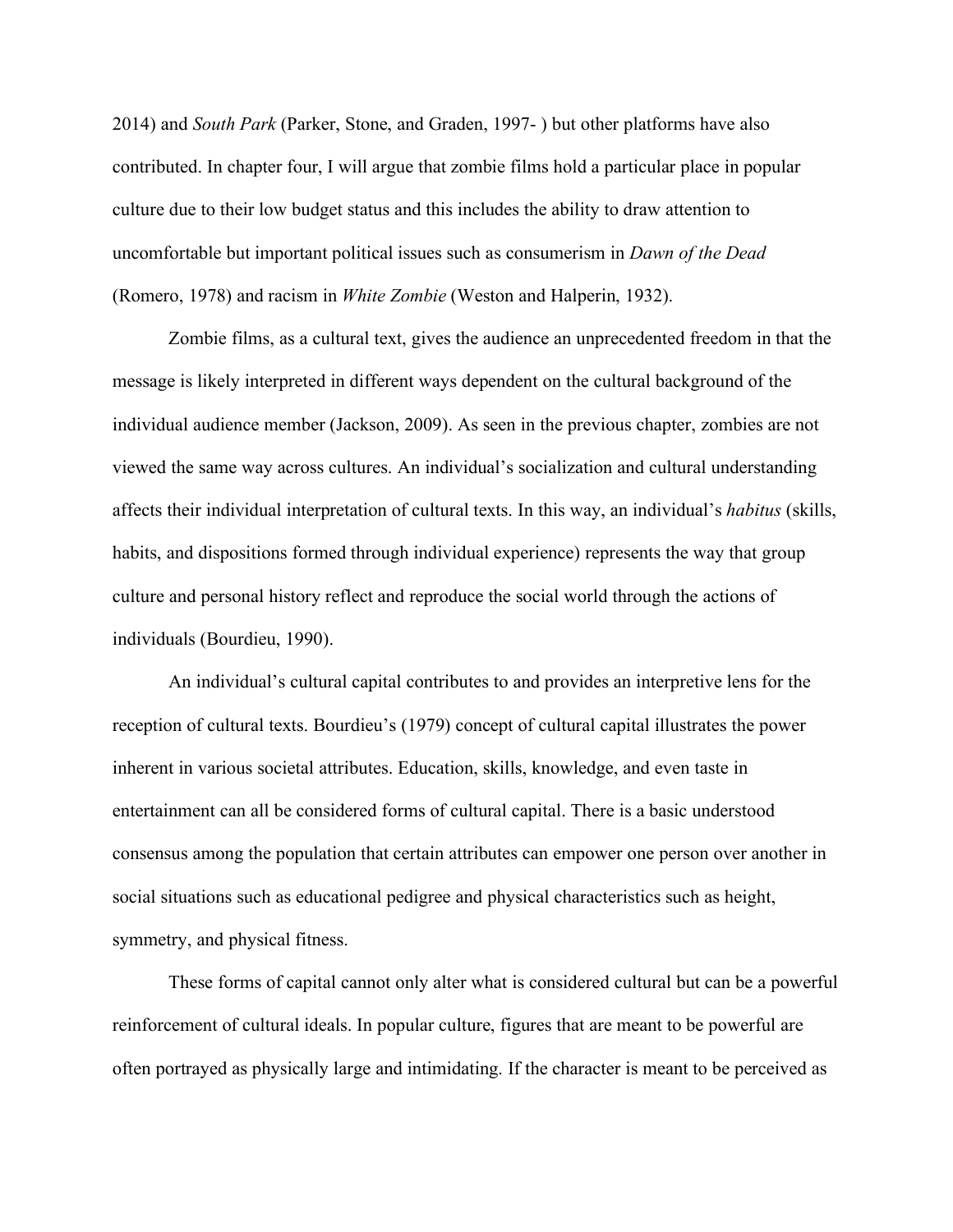2014) and *South Park* (Parker, Stone, and Graden, 1997- ) but other platforms have also contributed. In chapter four, I will argue that zombie films hold a particular place in popular culture due to their low budget status and this includes the ability to draw attention to uncomfortable but important political issues such as consumerism in *Dawn of the Dead* (Romero, 1978) and racism in *White Zombie* (Weston and Halperin, 1932).

Zombie films, as a cultural text, gives the audience an unprecedented freedom in that the message is likely interpreted in different ways dependent on the cultural background of the individual audience member (Jackson, 2009). As seen in the previous chapter, zombies are not viewed the same way across cultures. An individual's socialization and cultural understanding affects their individual interpretation of cultural texts. In this way, an individual's *habitus* (skills, habits, and dispositions formed through individual experience) represents the way that group culture and personal history reflect and reproduce the social world through the actions of individuals (Bourdieu, 1990).

An individual's cultural capital contributes to and provides an interpretive lens for the reception of cultural texts. Bourdieu's (1979) concept of cultural capital illustrates the power inherent in various societal attributes. Education, skills, knowledge, and even taste in entertainment can all be considered forms of cultural capital. There is a basic understood consensus among the population that certain attributes can empower one person over another in social situations such as educational pedigree and physical characteristics such as height, symmetry, and physical fitness.

These forms of capital cannot only alter what is considered cultural but can be a powerful reinforcement of cultural ideals. In popular culture, figures that are meant to be powerful are often portrayed as physically large and intimidating. If the character is meant to be perceived as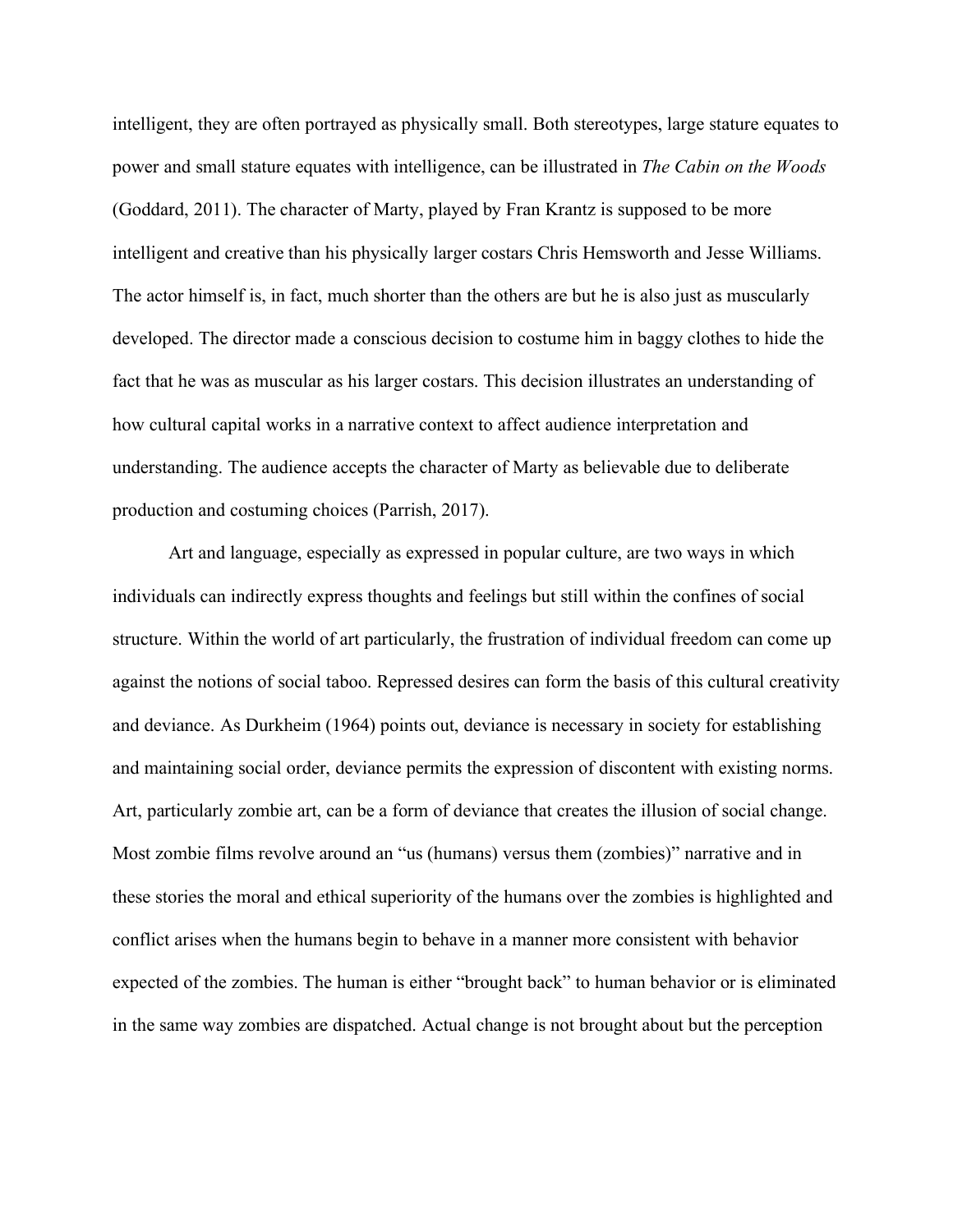intelligent, they are often portrayed as physically small. Both stereotypes, large stature equates to power and small stature equates with intelligence, can be illustrated in *The Cabin on the Woods* (Goddard, 2011). The character of Marty, played by Fran Krantz is supposed to be more intelligent and creative than his physically larger costars Chris Hemsworth and Jesse Williams. The actor himself is, in fact, much shorter than the others are but he is also just as muscularly developed. The director made a conscious decision to costume him in baggy clothes to hide the fact that he was as muscular as his larger costars. This decision illustrates an understanding of how cultural capital works in a narrative context to affect audience interpretation and understanding. The audience accepts the character of Marty as believable due to deliberate production and costuming choices (Parrish, 2017).

Art and language, especially as expressed in popular culture, are two ways in which individuals can indirectly express thoughts and feelings but still within the confines of social structure. Within the world of art particularly, the frustration of individual freedom can come up against the notions of social taboo. Repressed desires can form the basis of this cultural creativity and deviance. As Durkheim (1964) points out, deviance is necessary in society for establishing and maintaining social order, deviance permits the expression of discontent with existing norms. Art, particularly zombie art, can be a form of deviance that creates the illusion of social change. Most zombie films revolve around an "us (humans) versus them (zombies)" narrative and in these stories the moral and ethical superiority of the humans over the zombies is highlighted and conflict arises when the humans begin to behave in a manner more consistent with behavior expected of the zombies. The human is either "brought back" to human behavior or is eliminated in the same way zombies are dispatched. Actual change is not brought about but the perception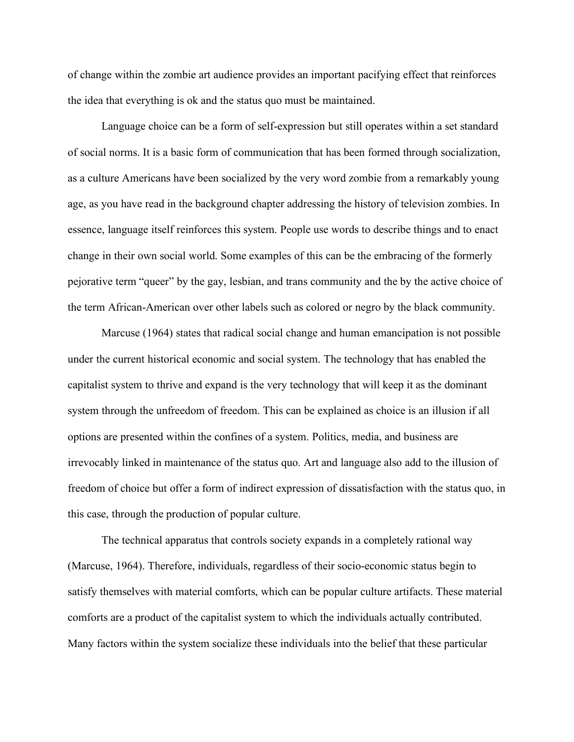of change within the zombie art audience provides an important pacifying effect that reinforces the idea that everything is ok and the status quo must be maintained.

Language choice can be a form of self-expression but still operates within a set standard of social norms. It is a basic form of communication that has been formed through socialization, as a culture Americans have been socialized by the very word zombie from a remarkably young age, as you have read in the background chapter addressing the history of television zombies. In essence, language itself reinforces this system. People use words to describe things and to enact change in their own social world. Some examples of this can be the embracing of the formerly pejorative term "queer" by the gay, lesbian, and trans community and the by the active choice of the term African-American over other labels such as colored or negro by the black community.

Marcuse (1964) states that radical social change and human emancipation is not possible under the current historical economic and social system. The technology that has enabled the capitalist system to thrive and expand is the very technology that will keep it as the dominant system through the unfreedom of freedom. This can be explained as choice is an illusion if all options are presented within the confines of a system. Politics, media, and business are irrevocably linked in maintenance of the status quo. Art and language also add to the illusion of freedom of choice but offer a form of indirect expression of dissatisfaction with the status quo, in this case, through the production of popular culture.

The technical apparatus that controls society expands in a completely rational way (Marcuse, 1964). Therefore, individuals, regardless of their socio-economic status begin to satisfy themselves with material comforts, which can be popular culture artifacts. These material comforts are a product of the capitalist system to which the individuals actually contributed. Many factors within the system socialize these individuals into the belief that these particular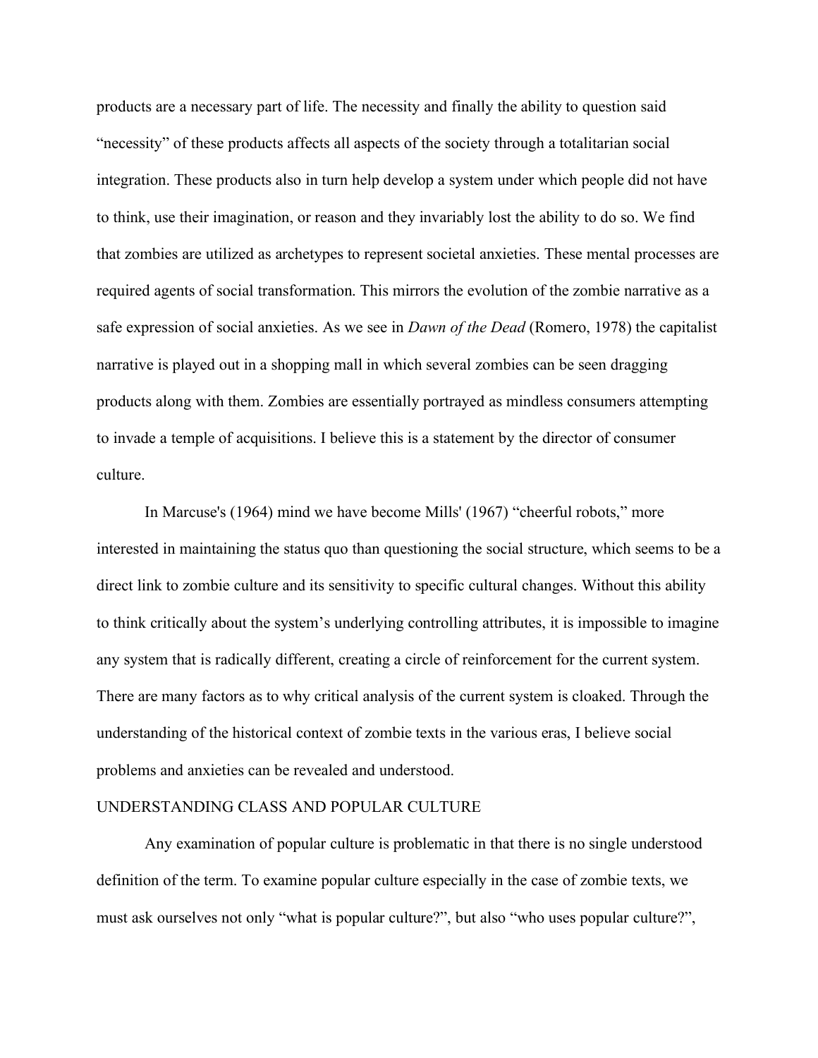products are a necessary part of life. The necessity and finally the ability to question said "necessity" of these products affects all aspects of the society through a totalitarian social integration. These products also in turn help develop a system under which people did not have to think, use their imagination, or reason and they invariably lost the ability to do so. We find that zombies are utilized as archetypes to represent societal anxieties. These mental processes are required agents of social transformation. This mirrors the evolution of the zombie narrative as a safe expression of social anxieties. As we see in *Dawn of the Dead* (Romero, 1978) the capitalist narrative is played out in a shopping mall in which several zombies can be seen dragging products along with them. Zombies are essentially portrayed as mindless consumers attempting to invade a temple of acquisitions. I believe this is a statement by the director of consumer culture.

In Marcuse's (1964) mind we have become Mills' (1967) "cheerful robots," more interested in maintaining the status quo than questioning the social structure, which seems to be a direct link to zombie culture and its sensitivity to specific cultural changes. Without this ability to think critically about the system's underlying controlling attributes, it is impossible to imagine any system that is radically different, creating a circle of reinforcement for the current system. There are many factors as to why critical analysis of the current system is cloaked. Through the understanding of the historical context of zombie texts in the various eras, I believe social problems and anxieties can be revealed and understood.

## UNDERSTANDING CLASS AND POPULAR CULTURE

Any examination of popular culture is problematic in that there is no single understood definition of the term. To examine popular culture especially in the case of zombie texts, we must ask ourselves not only "what is popular culture?", but also "who uses popular culture?",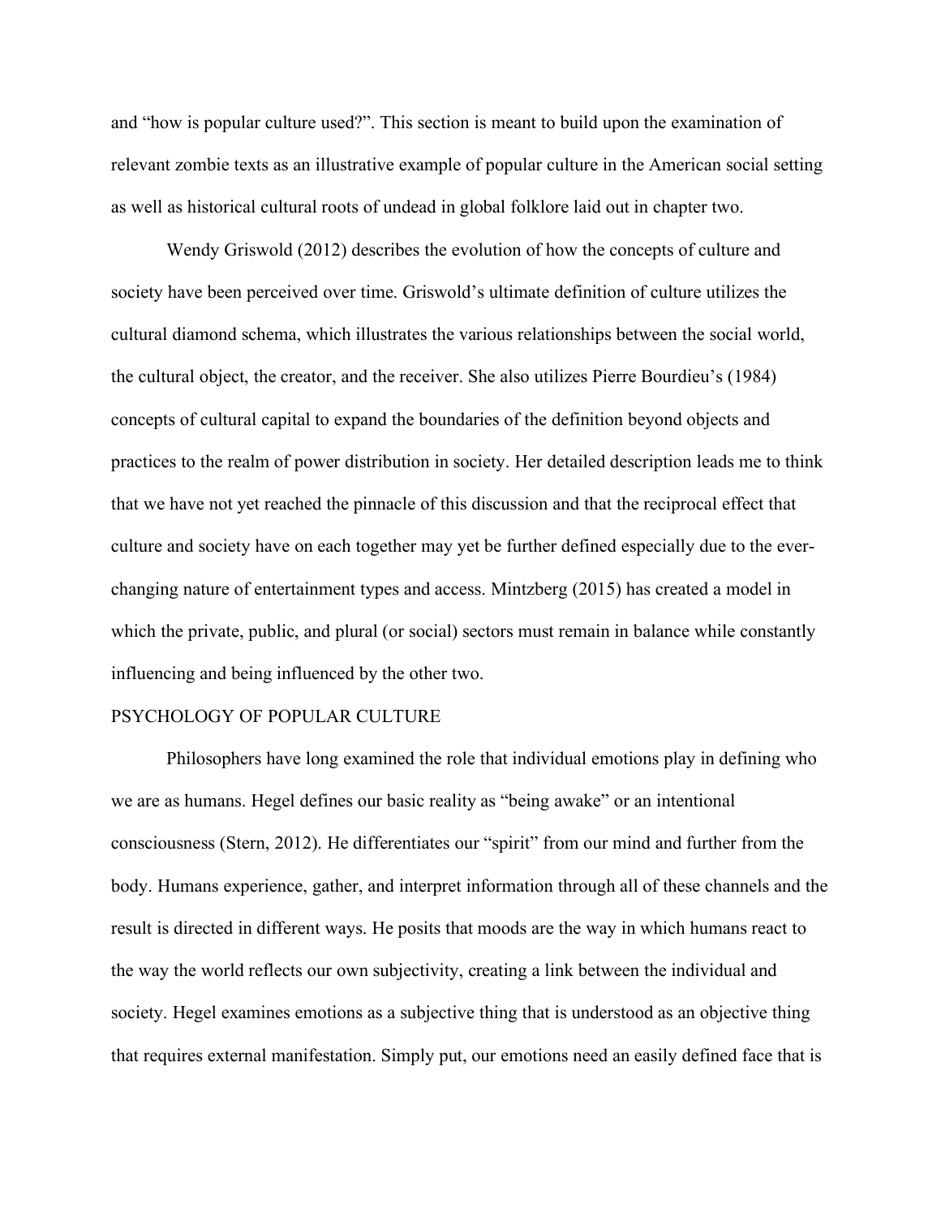and "how is popular culture used?". This section is meant to build upon the examination of relevant zombie texts as an illustrative example of popular culture in the American social setting as well as historical cultural roots of undead in global folklore laid out in chapter two.

Wendy Griswold (2012) describes the evolution of how the concepts of culture and society have been perceived over time. Griswold's ultimate definition of culture utilizes the cultural diamond schema, which illustrates the various relationships between the social world, the cultural object, the creator, and the receiver. She also utilizes Pierre Bourdieu's (1984) concepts of cultural capital to expand the boundaries of the definition beyond objects and practices to the realm of power distribution in society. Her detailed description leads me to think that we have not yet reached the pinnacle of this discussion and that the reciprocal effect that culture and society have on each together may yet be further defined especially due to the ever-changing nature of entertainment types and access. Mintzberg (2015) has created a model in which the private, public, and plural (or social) sectors must remain in balance while constantly influencing and being influenced by the other two.

## PSYCHOLOGY OF POPULAR CULTURE

Philosophers have long examined the role that individual emotions play in defining who we are as humans. Hegel defines our basic reality as "being awake" or an intentional consciousness (Stern, 2012). He differentiates our "spirit" from our mind and further from the body. Humans experience, gather, and interpret information through all of these channels and the result is directed in different ways. He posits that moods are the way in which humans react to the way the world reflects our own subjectivity, creating a link between the individual and society. Hegel examines emotions as a subjective thing that is understood as an objective thing that requires external manifestation. Simply put, our emotions need an easily defined face that is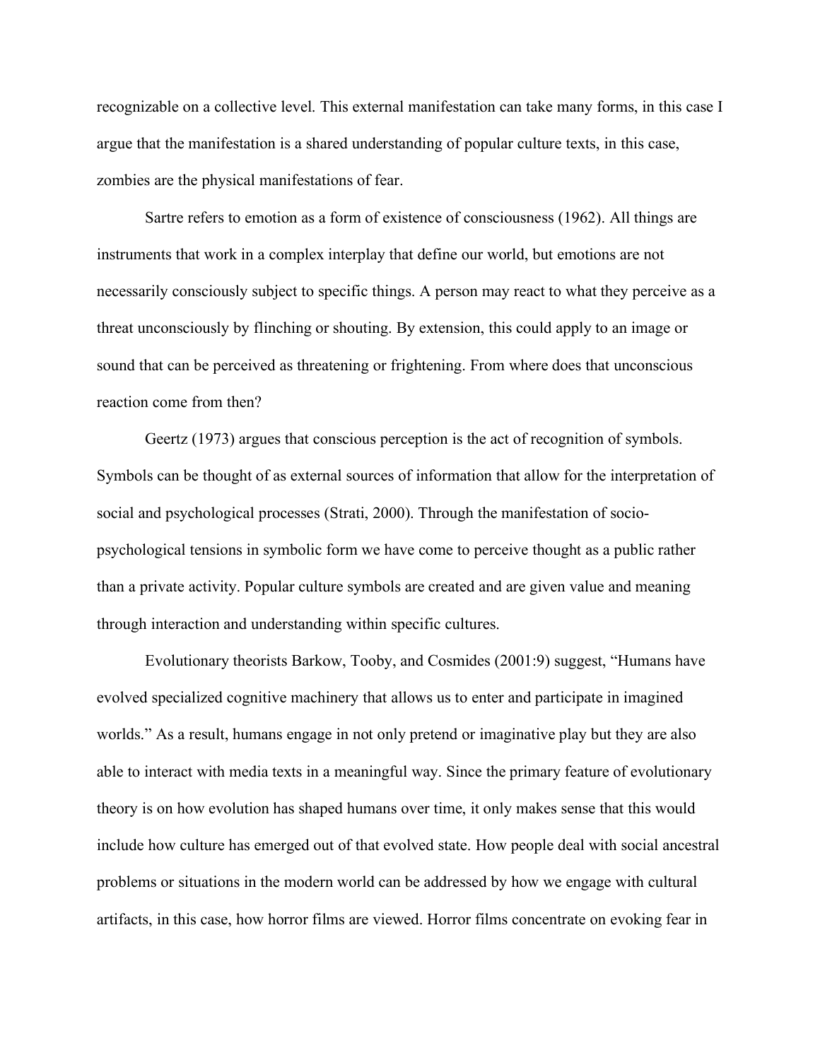recognizable on a collective level. This external manifestation can take many forms, in this case I argue that the manifestation is a shared understanding of popular culture texts, in this case, zombies are the physical manifestations of fear.

Sartre refers to emotion as a form of existence of consciousness (1962). All things are instruments that work in a complex interplay that define our world, but emotions are not necessarily consciously subject to specific things. A person may react to what they perceive as a threat unconsciously by flinching or shouting. By extension, this could apply to an image or sound that can be perceived as threatening or frightening. From where does that unconscious reaction come from then?

Geertz (1973) argues that conscious perception is the act of recognition of symbols. Symbols can be thought of as external sources of information that allow for the interpretation of social and psychological processes (Strati, 2000). Through the manifestation of socio-psychological tensions in symbolic form we have come to perceive thought as a public rather than a private activity. Popular culture symbols are created and are given value and meaning through interaction and understanding within specific cultures.

Evolutionary theorists Barkow, Tooby, and Cosmides (2001:9) suggest, "Humans have evolved specialized cognitive machinery that allows us to enter and participate in imagined worlds." As a result, humans engage in not only pretend or imaginative play but they are also able to interact with media texts in a meaningful way. Since the primary feature of evolutionary theory is on how evolution has shaped humans over time, it only makes sense that this would include how culture has emerged out of that evolved state. How people deal with social ancestral problems or situations in the modern world can be addressed by how we engage with cultural artifacts, in this case, how horror films are viewed. Horror films concentrate on evoking fear in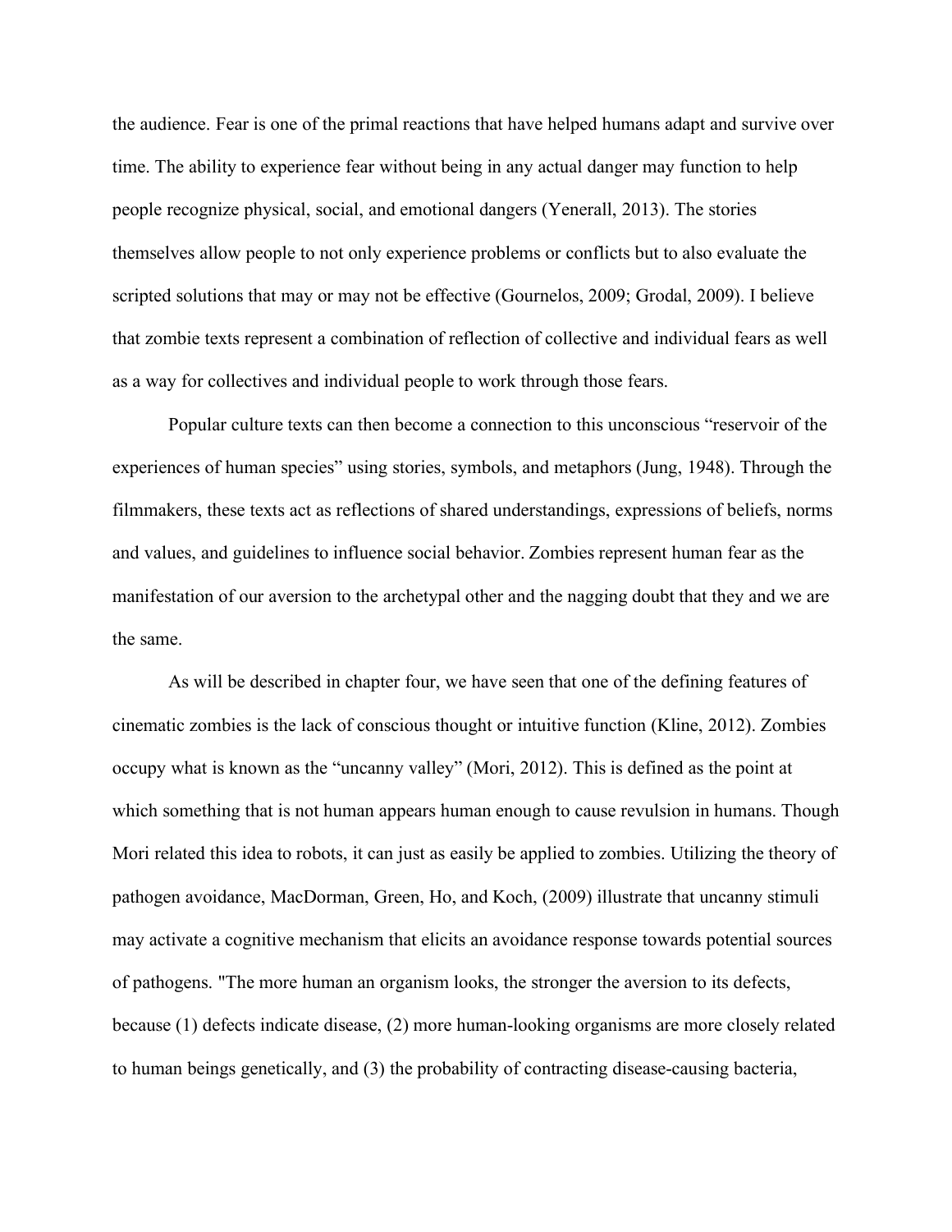the audience. Fear is one of the primal reactions that have helped humans adapt and survive over time. The ability to experience fear without being in any actual danger may function to help people recognize physical, social, and emotional dangers (Yenerall, 2013). The stories themselves allow people to not only experience problems or conflicts but to also evaluate the scripted solutions that may or may not be effective (Gournelos, 2009; Grodal, 2009). I believe that zombie texts represent a combination of reflection of collective and individual fears as well as a way for collectives and individual people to work through those fears.

Popular culture texts can then become a connection to this unconscious "reservoir of the experiences of human species" using stories, symbols, and metaphors (Jung, 1948). Through the filmmakers, these texts act as reflections of shared understandings, expressions of beliefs, norms and values, and guidelines to influence social behavior. Zombies represent human fear as the manifestation of our aversion to the archetypal other and the nagging doubt that they and we are the same.

As will be described in chapter four, we have seen that one of the defining features of cinematic zombies is the lack of conscious thought or intuitive function (Kline, 2012). Zombies occupy what is known as the "uncanny valley" (Mori, 2012). This is defined as the point at which something that is not human appears human enough to cause revulsion in humans. Though Mori related this idea to robots, it can just as easily be applied to zombies. Utilizing the theory of pathogen avoidance, MacDorman, Green, Ho, and Koch, (2009) illustrate that uncanny stimuli may activate a cognitive mechanism that elicits an avoidance response towards potential sources of pathogens. "The more human an organism looks, the stronger the aversion to its defects, because (1) defects indicate disease, (2) more human-looking organisms are more closely related to human beings genetically, and (3) the probability of contracting disease-causing bacteria,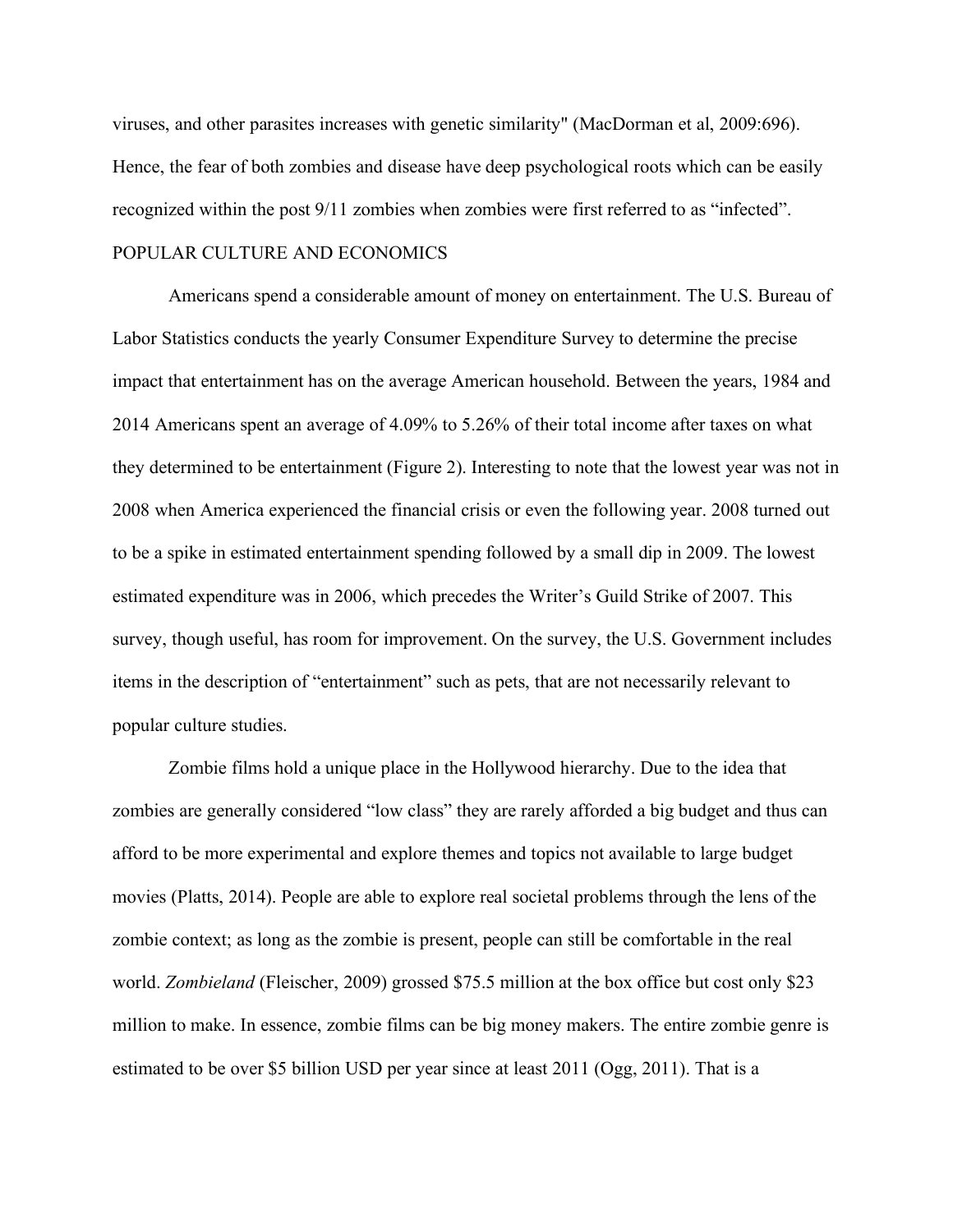viruses, and other parasites increases with genetic similarity" (MacDorman et al, 2009:696). Hence, the fear of both zombies and disease have deep psychological roots which can be easily recognized within the post 9/11 zombies when zombies were first referred to as "infected".

## POPULAR CULTURE AND ECONOMICS

Americans spend a considerable amount of money on entertainment. The U.S. Bureau of Labor Statistics conducts the yearly Consumer Expenditure Survey to determine the precise impact that entertainment has on the average American household. Between the years, 1984 and 2014 Americans spent an average of 4.09% to 5.26% of their total income after taxes on what they determined to be entertainment (Figure 2). Interesting to note that the lowest year was not in 2008 when America experienced the financial crisis or even the following year. 2008 turned out to be a spike in estimated entertainment spending followed by a small dip in 2009. The lowest estimated expenditure was in 2006, which precedes the Writer's Guild Strike of 2007. This survey, though useful, has room for improvement. On the survey, the U.S. Government includes items in the description of "entertainment" such as pets, that are not necessarily relevant to popular culture studies.

Zombie films hold a unique place in the Hollywood hierarchy. Due to the idea that zombies are generally considered "low class" they are rarely afforded a big budget and thus can afford to be more experimental and explore themes and topics not available to large budget movies (Platts, 2014). People are able to explore real societal problems through the lens of the zombie context; as long as the zombie is present, people can still be comfortable in the real world. *Zombieland* (Fleischer, 2009) grossed $75.5 million at the box office but cost only $23 million to make. In essence, zombie films can be big money makers. The entire zombie genre is estimated to be over $5 billion USD per year since at least 2011 (Ogg, 2011). That is a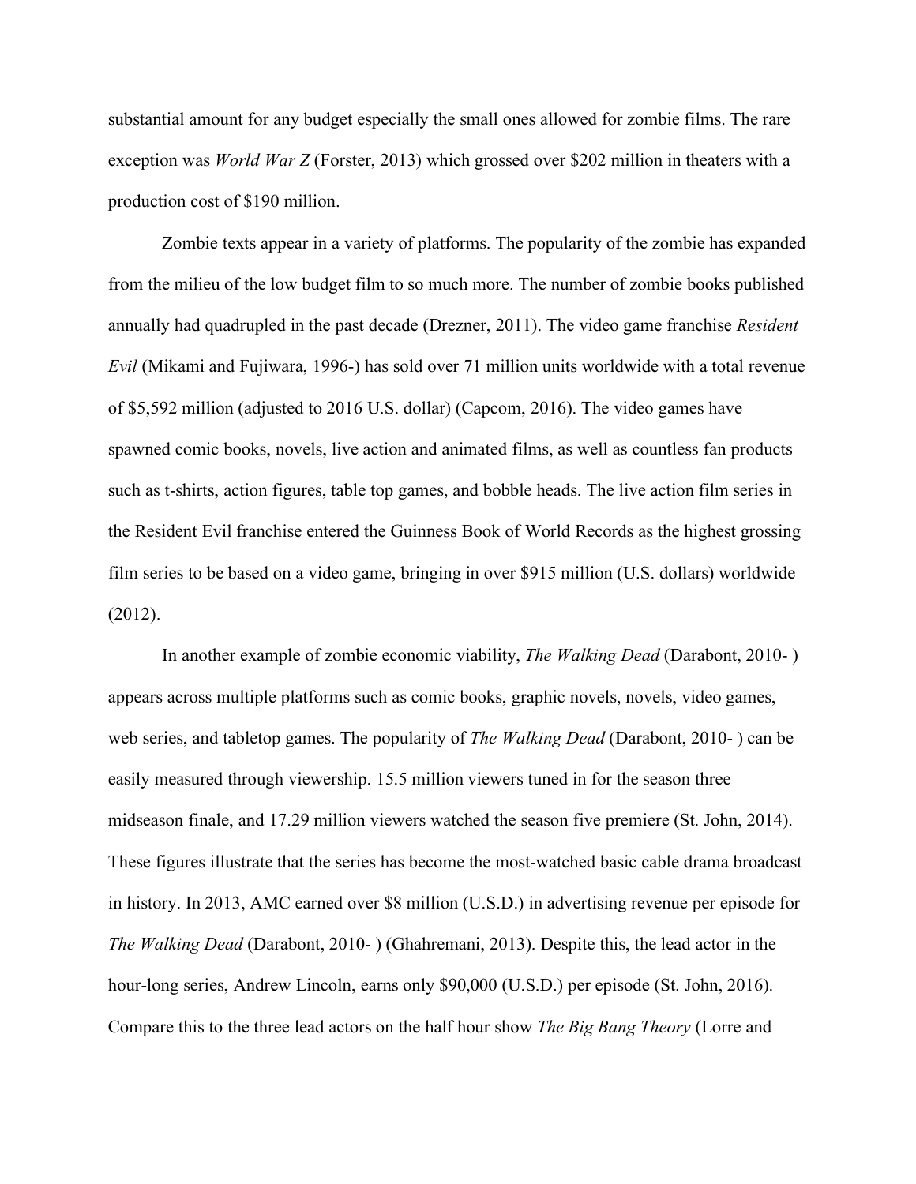substantial amount for any budget especially the small ones allowed for zombie films. The rare exception was *World War Z* (Forster, 2013) which grossed over $202 million in theaters with a production cost of $190 million.

Zombie texts appear in a variety of platforms. The popularity of the zombie has expanded from the milieu of the low budget film to so much more. The number of zombie books published annually had quadrupled in the past decade (Drezner, 2011). The video game franchise *Resident Evil* (Mikami and Fujiwara, 1996-) has sold over 71 million units worldwide with a total revenue of $5,592 million (adjusted to 2016 U.S. dollar) (Capcom, 2016). The video games have spawned comic books, novels, live action and animated films, as well as countless fan products such as t-shirts, action figures, table top games, and bobble heads. The live action film series in the Resident Evil franchise entered the Guinness Book of World Records as the highest grossing film series to be based on a video game, bringing in over $915 million (U.S. dollars) worldwide (2012).

In another example of zombie economic viability, *The Walking Dead* (Darabont, 2010- ) appears across multiple platforms such as comic books, graphic novels, novels, video games, web series, and tabletop games. The popularity of *The Walking Dead* (Darabont, 2010- ) can be easily measured through viewership. 15.5 million viewers tuned in for the season three midseason finale, and 17.29 million viewers watched the season five premiere (St. John, 2014). These figures illustrate that the series has become the most-watched basic cable drama broadcast in history. In 2013, AMC earned over $8 million (U.S.D.) in advertising revenue per episode for *The Walking Dead* (Darabont, 2010- ) (Ghahremani, 2013). Despite this, the lead actor in the hour-long series, Andrew Lincoln, earns only $90,000 (U.S.D.) per episode (St. John, 2016). Compare this to the three lead actors on the half hour show *The Big Bang Theory* (Lorre and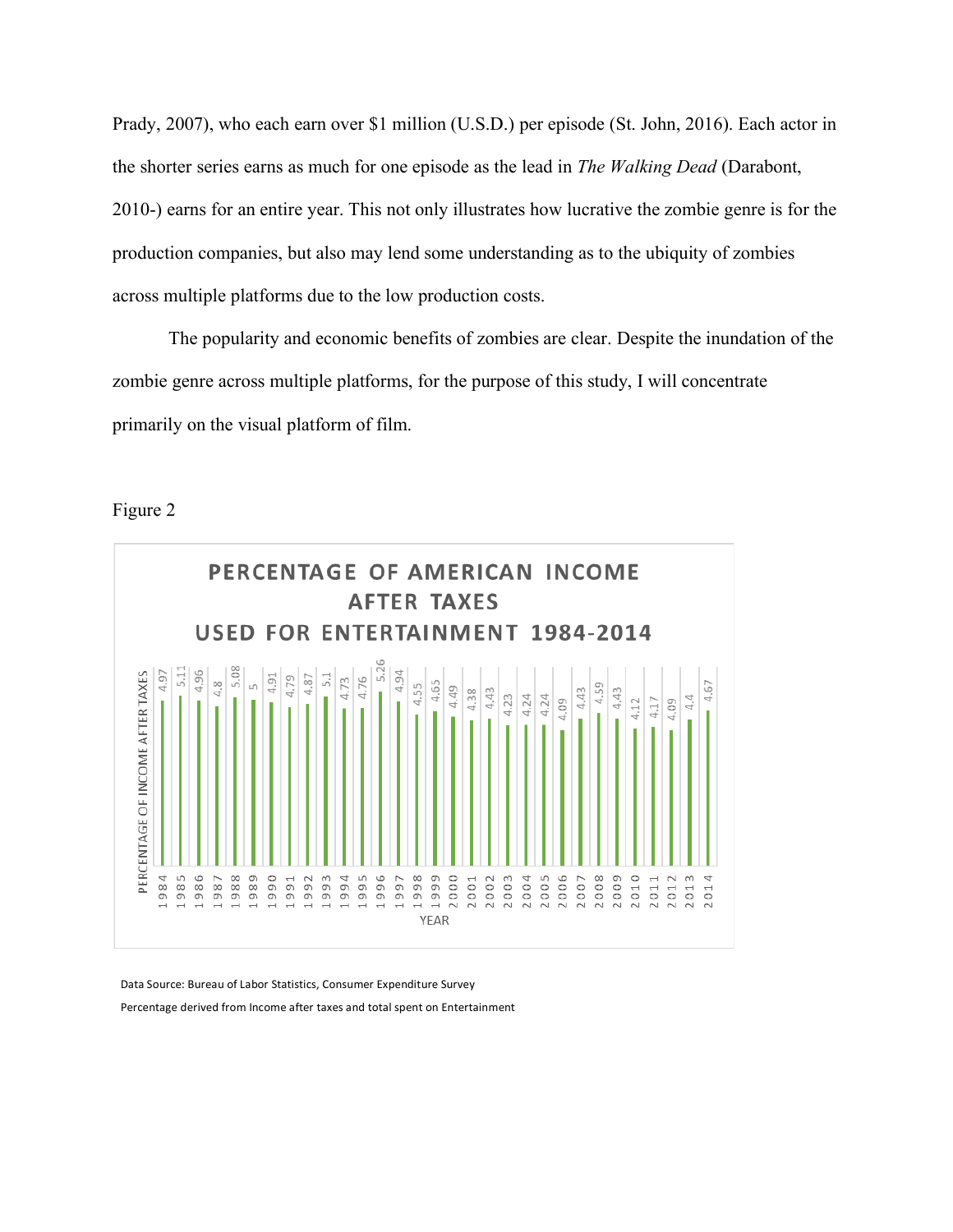Prady, 2007), who each earn over $1 million (U.S.D.) per episode (St. John, 2016). Each actor in the shorter series earns as much for one episode as the lead in *The Walking Dead* (Darabont, 2010-) earns for an entire year. This not only illustrates how lucrative the zombie genre is for the production companies, but also may lend some understanding as to the ubiquity of zombies across multiple platforms due to the low production costs.

The popularity and economic benefits of zombies are clear. Despite the inundation of the zombie genre across multiple platforms, for the purpose of this study, I will concentrate primarily on the visual platform of film.

Figure 2

PERCENTAGE OF AMERICAN INCOME AFTER TAXES USED FOR ENTERTAINMENT 1984-2014

PERCENTAGE OF INCOME AFTER TAXES

4.97 5.11 4.96 4.8 5.08 5 4.91 4.79 4.87 5.1 4.73 4.76 5.26 4.94 4.55 4.65 4.49 4.38 4.43 4.23 4.24 4.24 4.09 4.43 4.59 4.43 4.12 4.17 4.09 4.4 4.67

1984 1985 1986 1987 1988 1989 1990 1991 1992 1993 1994 1995 1996 1997 1998 1999 2000 2001 2002 2003 2004 2005 2006 2007 2008 2009 2010 2011 2012 2013 2014

YEAR

Data Source: Bureau of Labor Statistics, Consumer Expenditure Survey

Percentage derived from Income after taxes and total spent on Entertainment